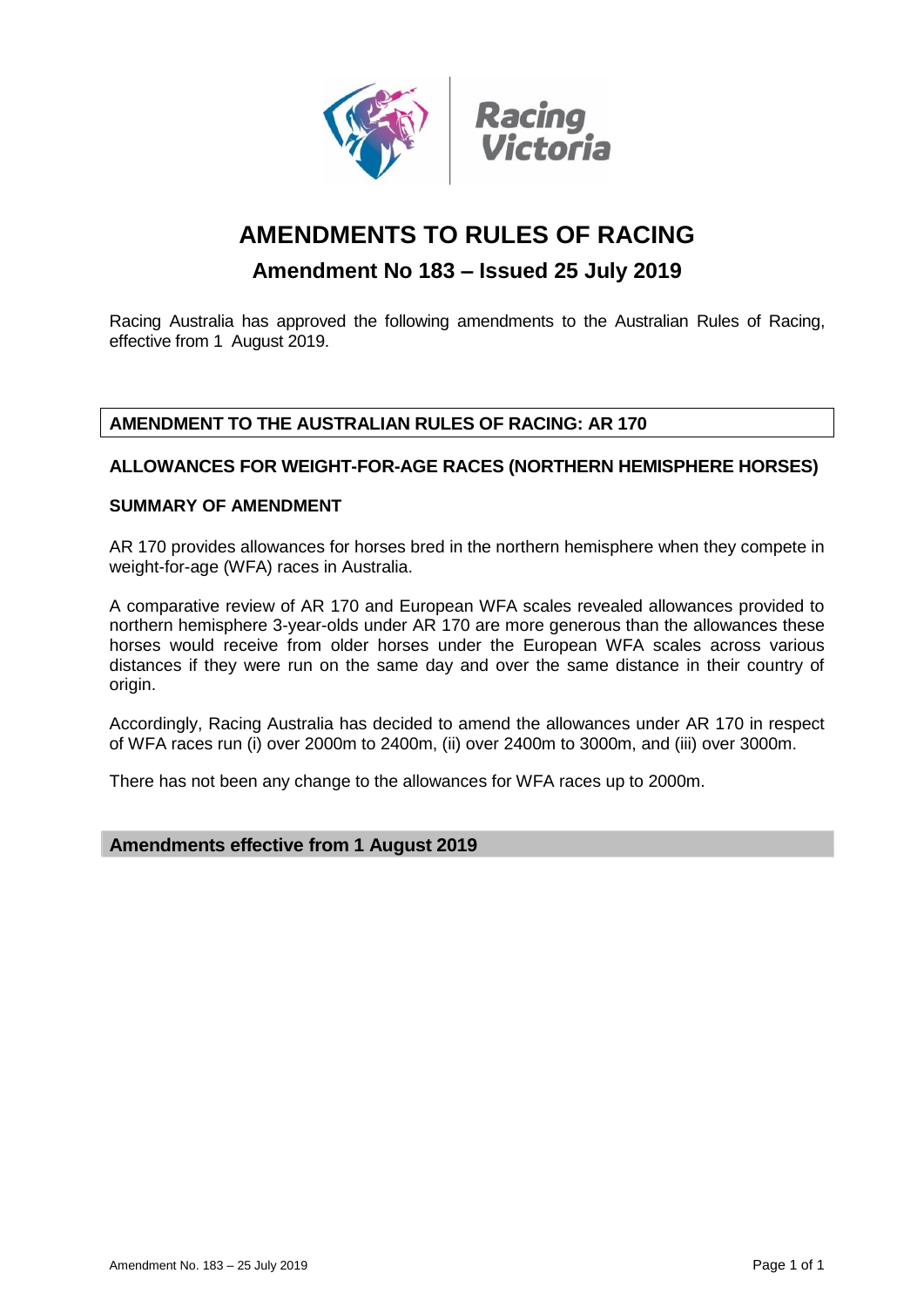# AMENDMENTS TO RULES OF RACING

## Amendment No 183 – Issued 25 July 2019

Racing Australia has approved the following amendments to the Australian Rules of Racing, effective from 1 August 2019.

### AMENDMENT TO THE AUSTRALIAN RULES OF RACING: AR 170

### ALLOWANCES FOR WEIGHT-FOR-AGE RACES (NORTHERN HEMISPHERE HORSES)

**SUMMARY OF AMENDMENT**

AR 170 provides allowances for horses bred in the northern hemisphere when they compete in weight-for-age (WFA) races in Australia.

A comparative review of AR 170 and European WFA scales revealed allowances provided to northern hemisphere 3-year-olds under AR 170 are more generous than the allowances these horses would receive from older horses under the European WFA scales across various distances if they were run on the same day and over the same distance in their country of origin.

Accordingly, Racing Australia has decided to amend the allowances under AR 170 in respect of WFA races run (i) over 2000m to 2400m, (ii) over 2400m to 3000m, and (iii) over 3000m.

There has not been any change to the allowances for WFA races up to 2000m.

**Amendments effective from 1 August 2019**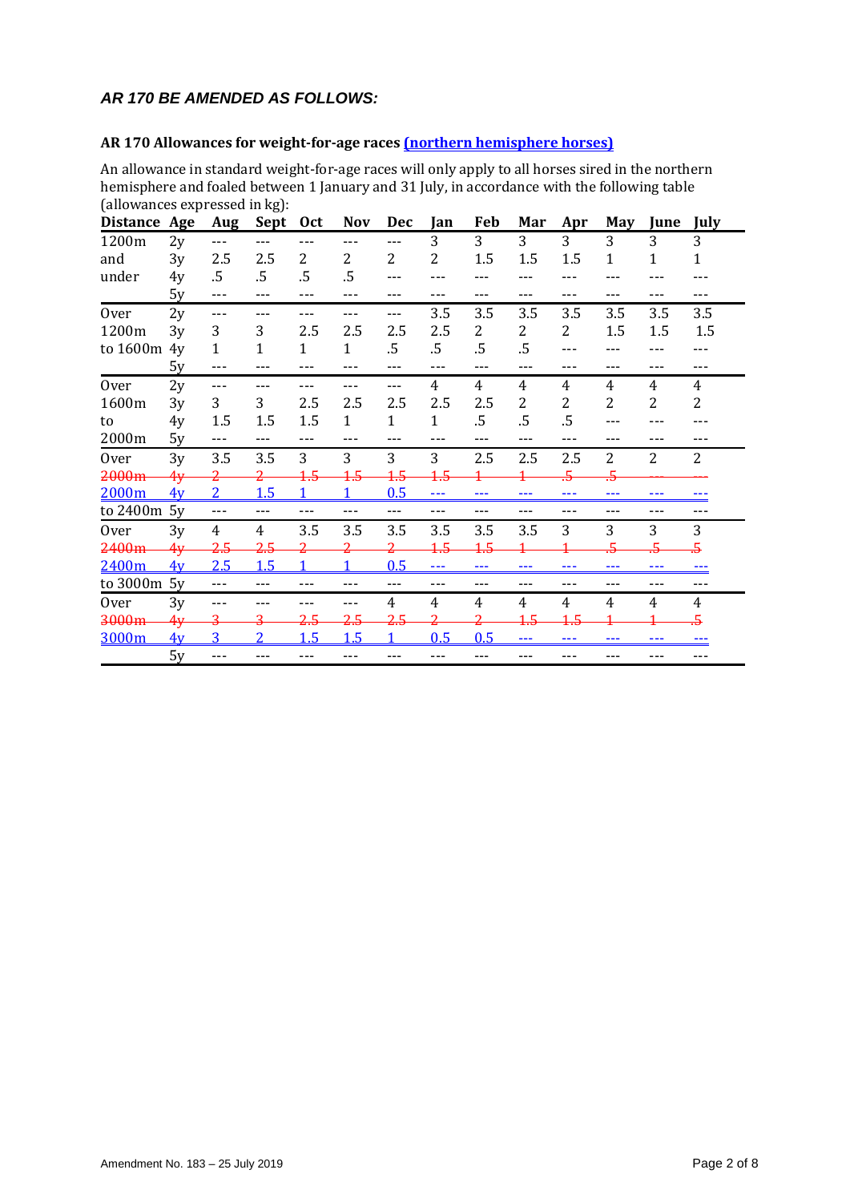## *AR 170 BE AMENDED AS FOLLOWS:*

### AR 170 Allowances for weight-for-age races (northern hemisphere horses)

An allowance in standard weight-for-age races will only apply to all horses sired in the northern hemisphere and foaled between 1 January and 31 July, in accordance with the following table (allowances expressed in kg):

| Distance | Age | Aug | Sept | Oct | Nov | Dec | Jan | Feb | Mar | Apr | May | June | July |
|---|---|---|---|---|---|---|---|---|---|---|---|---|---|
| 1200m | 2y | --- | --- | --- | --- | --- | 3 | 3 | 3 | 3 | 3 | 3 | 3 |
| and | 3y | 2.5 | 2.5 | 2 | 2 | 2 | 2 | 1.5 | 1.5 | 1.5 | 1 | 1 | 1 |
| under | 4y | .5 | .5 | .5 | .5 | --- | --- | --- | --- | --- | --- | --- | --- |
| | 5y | --- | --- | --- | --- | --- | --- | --- | --- | --- | --- | --- | --- |
| Over | 2y | --- | --- | --- | --- | --- | 3.5 | 3.5 | 3.5 | 3.5 | 3.5 | 3.5 | 3.5 |
| 1200m | 3y | 3 | 3 | 2.5 | 2.5 | 2.5 | 2.5 | 2 | 2 | 2 | 1.5 | 1.5 | 1.5 |
| to 1600m | 4y | 1 | 1 | 1 | 1 | .5 | .5 | .5 | .5 | --- | --- | --- | --- |
| | 5y | --- | --- | --- | --- | --- | --- | --- | --- | --- | --- | --- | --- |
| Over | 2y | --- | --- | --- | --- | --- | 4 | 4 | 4 | 4 | 4 | 4 | 4 |
| 1600m | 3y | 3 | 3 | 2.5 | 2.5 | 2.5 | 2.5 | 2.5 | 2 | 2 | 2 | 2 | 2 |
| to | 4y | 1.5 | 1.5 | 1.5 | 1 | 1 | 1 | .5 | .5 | .5 | --- | --- | --- |
| 2000m | 5y | --- | --- | --- | --- | --- | --- | --- | --- | --- | --- | --- | --- |
| Over | 3y | 3.5 | 3.5 | 3 | 3 | 3 | 3 | 2.5 | 2.5 | 2.5 | 2 | 2 | 2 |
| ~~2000m~~ | ~~4y~~ | ~~2~~ | ~~2~~ | ~~1.5~~ | ~~1.5~~ | ~~1.5~~ | ~~1.5~~ | ~~1~~ | ~~1~~ | ~~.5~~ | ~~.5~~ | ~~---~~ | ~~---~~ |
| 2000m | 4y | 2 | 1.5 | 1 | 1 | 0.5 | --- | --- | --- | --- | --- | --- | --- |
| to 2400m | 5y | --- | --- | --- | --- | --- | --- | --- | --- | --- | --- | --- | --- |
| Over | 3y | 4 | 4 | 3.5 | 3.5 | 3.5 | 3.5 | 3.5 | 3.5 | 3 | 3 | 3 | 3 |
| ~~2400m~~ | ~~4y~~ | ~~2.5~~ | ~~2.5~~ | ~~2~~ | ~~2~~ | ~~2~~ | ~~1.5~~ | ~~1.5~~ | ~~1~~ | ~~1~~ | ~~.5~~ | ~~.5~~ | ~~.5~~ |
| 2400m | 4y | 2.5 | 1.5 | 1 | 1 | 0.5 | --- | --- | --- | --- | --- | --- | --- |
| to 3000m | 5y | --- | --- | --- | --- | --- | --- | --- | --- | --- | --- | --- | --- |
| Over | 3y | --- | --- | --- | --- | 4 | 4 | 4 | 4 | 4 | 4 | 4 | 4 |
| ~~3000m~~ | ~~4y~~ | ~~3~~ | ~~3~~ | ~~2.5~~ | ~~2.5~~ | ~~2.5~~ | ~~2~~ | ~~2~~ | ~~1.5~~ | ~~1.5~~ | ~~1~~ | ~~1~~ | ~~.5~~ |
| 3000m | 4y | 3 | 2 | 1.5 | 1.5 | 1 | 0.5 | 0.5 | --- | --- | --- | --- | --- |
| | 5y | --- | --- | --- | --- | --- | --- | --- | --- | --- | --- | --- | --- |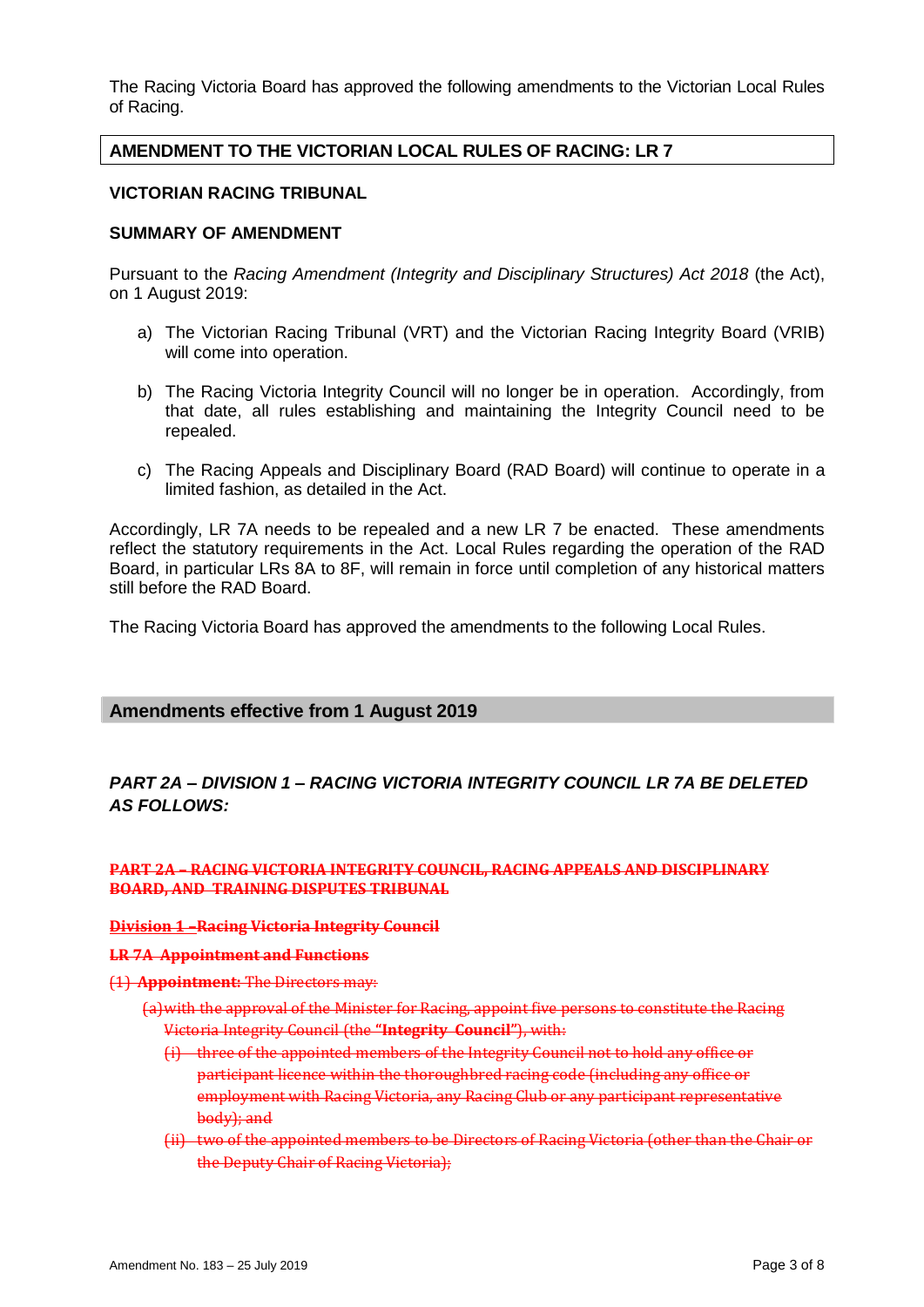The Racing Victoria Board has approved the following amendments to the Victorian Local Rules of Racing.

**AMENDMENT TO THE VICTORIAN LOCAL RULES OF RACING: LR 7**

**VICTORIAN RACING TRIBUNAL**

**SUMMARY OF AMENDMENT**

Pursuant to the *Racing Amendment (Integrity and Disciplinary Structures) Act 2018* (the Act), on 1 August 2019:

a) The Victorian Racing Tribunal (VRT) and the Victorian Racing Integrity Board (VRIB) will come into operation.

b) The Racing Victoria Integrity Council will no longer be in operation. Accordingly, from that date, all rules establishing and maintaining the Integrity Council need to be repealed.

c) The Racing Appeals and Disciplinary Board (RAD Board) will continue to operate in a limited fashion, as detailed in the Act.

Accordingly, LR 7A needs to be repealed and a new LR 7 be enacted. These amendments reflect the statutory requirements in the Act. Local Rules regarding the operation of the RAD Board, in particular LRs 8A to 8F, will remain in force until completion of any historical matters still before the RAD Board.

The Racing Victoria Board has approved the amendments to the following Local Rules.

## Amendments effective from 1 August 2019

***PART 2A – DIVISION 1 – RACING VICTORIA INTEGRITY COUNCIL LR 7A BE DELETED AS FOLLOWS:***

~~**PART 2A – RACING VICTORIA INTEGRITY COUNCIL, RACING APPEALS AND DISCIPLINARY BOARD, AND TRAINING DISPUTES TRIBUNAL**~~

~~**Division 1 –Racing Victoria Integrity Council**~~

~~**LR 7A Appointment and Functions**~~

~~(1) **Appointment:** The Directors may:~~

~~(a) with the approval of the Minister for Racing, appoint five persons to constitute the Racing Victoria Integrity Council (the **"Integrity Council"**), with:~~

~~(i) three of the appointed members of the Integrity Council not to hold any office or participant licence within the thoroughbred racing code (including any office or employment with Racing Victoria, any Racing Club or any participant representative body); and~~

~~(ii) two of the appointed members to be Directors of Racing Victoria (other than the Chair or the Deputy Chair of Racing Victoria);~~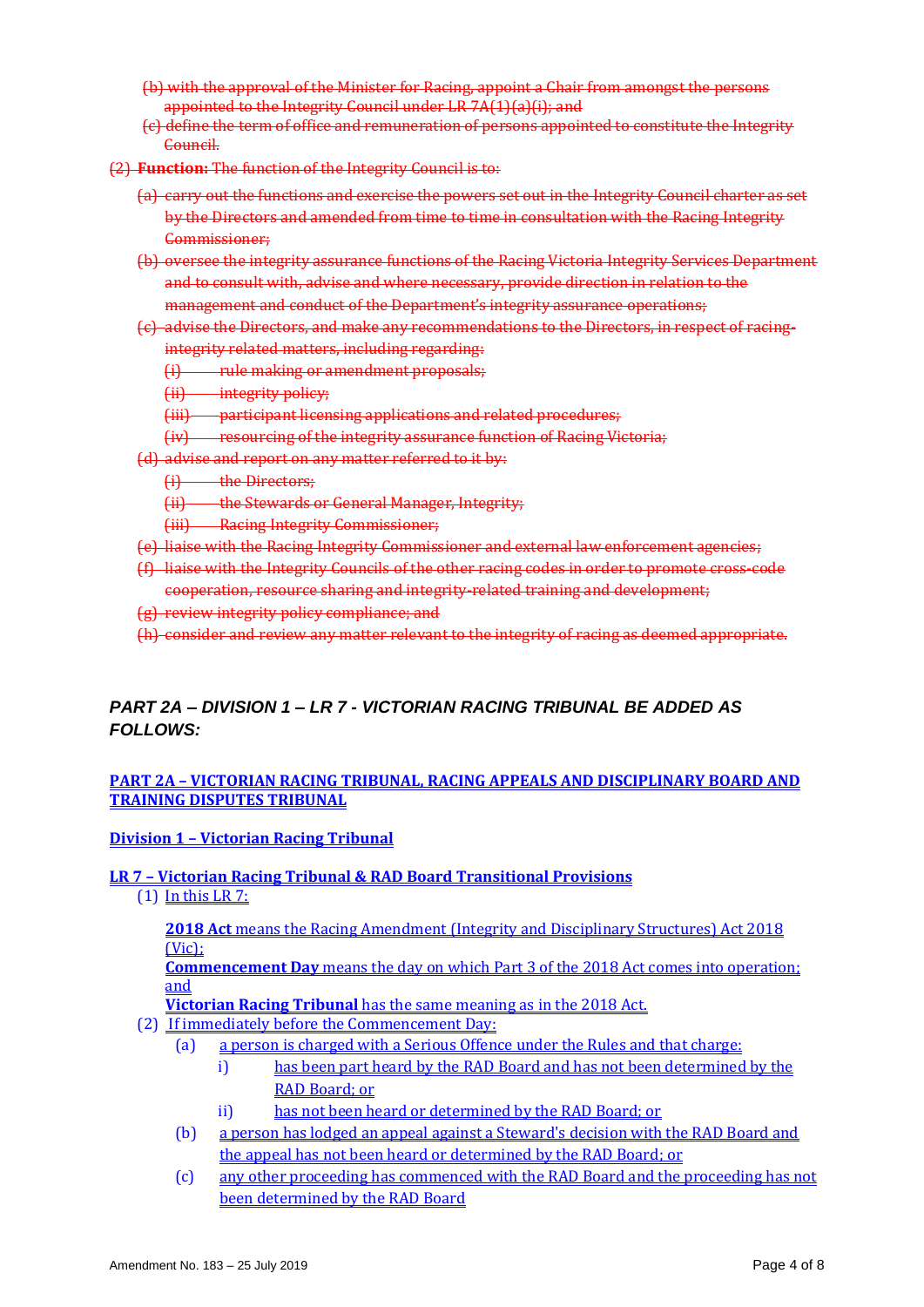~~(b) with the approval of the Minister for Racing, appoint a Chair from amongst the persons appointed to the Integrity Council under LR 7A(1)(a)(i); and~~

~~(c) define the term of office and remuneration of persons appointed to constitute the Integrity Council.~~

~~(2) **Function:** The function of the Integrity Council is to:~~

~~(a) carry out the functions and exercise the powers set out in the Integrity Council charter as set by the Directors and amended from time to time in consultation with the Racing Integrity Commissioner;~~

~~(b) oversee the integrity assurance functions of the Racing Victoria Integrity Services Department and to consult with, advise and where necessary, provide direction in relation to the management and conduct of the Department's integrity assurance operations;~~

~~(c) advise the Directors, and make any recommendations to the Directors, in respect of racing-integrity related matters, including regarding:~~

~~(i) rule making or amendment proposals;~~

~~(ii) integrity policy;~~

~~(iii) participant licensing applications and related procedures;~~

~~(iv) resourcing of the integrity assurance function of Racing Victoria;~~

~~(d) advise and report on any matter referred to it by:~~

~~(i) the Directors;~~

~~(ii) the Stewards or General Manager, Integrity;~~

~~(iii) Racing Integrity Commissioner;~~

~~(e) liaise with the Racing Integrity Commissioner and external law enforcement agencies;~~

~~(f) liaise with the Integrity Councils of the other racing codes in order to promote cross-code cooperation, resource sharing and integrity-related training and development;~~

~~(g) review integrity policy compliance; and~~

~~(h) consider and review any matter relevant to the integrity of racing as deemed appropriate.~~

***PART 2A – DIVISION 1 – LR 7 - VICTORIAN RACING TRIBUNAL BE ADDED AS FOLLOWS:***

**PART 2A – VICTORIAN RACING TRIBUNAL, RACING APPEALS AND DISCIPLINARY BOARD AND TRAINING DISPUTES TRIBUNAL**

**Division 1 – Victorian Racing Tribunal**

**LR 7 – Victorian Racing Tribunal & RAD Board Transitional Provisions**

(1) In this LR 7:

**2018 Act** means the Racing Amendment (Integrity and Disciplinary Structures) Act 2018 (Vic);

**Commencement Day** means the day on which Part 3 of the 2018 Act comes into operation; and

**Victorian Racing Tribunal** has the same meaning as in the 2018 Act.

(2) If immediately before the Commencement Day:

(a) a person is charged with a Serious Offence under the Rules and that charge:

i) has been part heard by the RAD Board and has not been determined by the RAD Board; or

ii) has not been heard or determined by the RAD Board; or

(b) a person has lodged an appeal against a Steward's decision with the RAD Board and the appeal has not been heard or determined by the RAD Board; or

(c) any other proceeding has commenced with the RAD Board and the proceeding has not been determined by the RAD Board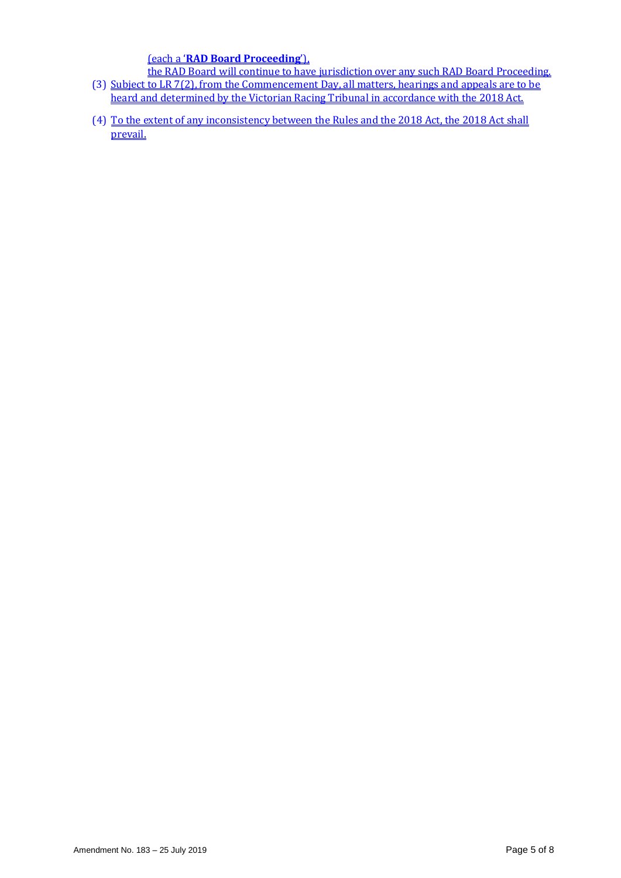(each a '**RAD Board Proceeding**').

the RAD Board will continue to have jurisdiction over any such RAD Board Proceeding.

(3) Subject to LR 7(2), from the Commencement Day, all matters, hearings and appeals are to be heard and determined by the Victorian Racing Tribunal in accordance with the 2018 Act.

(4) To the extent of any inconsistency between the Rules and the 2018 Act, the 2018 Act shall prevail.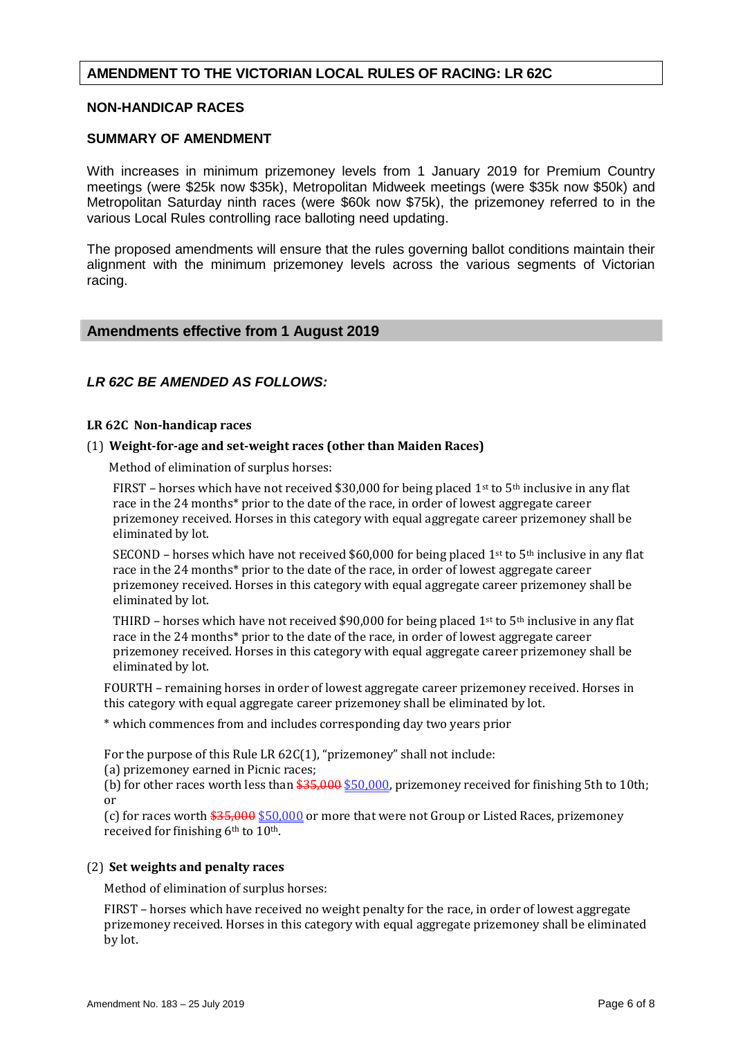## AMENDMENT TO THE VICTORIAN LOCAL RULES OF RACING: LR 62C

### NON-HANDICAP RACES

### SUMMARY OF AMENDMENT

With increases in minimum prizemoney levels from 1 January 2019 for Premium Country meetings (were $25k now $35k), Metropolitan Midweek meetings (were $35k now $50k) and Metropolitan Saturday ninth races (were $60k now $75k), the prizemoney referred to in the various Local Rules controlling race balloting need updating.

The proposed amendments will ensure that the rules governing ballot conditions maintain their alignment with the minimum prizemoney levels across the various segments of Victorian racing.

### Amendments effective from 1 August 2019

#### *LR 62C BE AMENDED AS FOLLOWS:*

**LR 62C Non-handicap races**

(1) **Weight-for-age and set-weight races (other than Maiden Races)**

Method of elimination of surplus horses:

FIRST – horses which have not received $30,000 for being placed 1st to 5th inclusive in any flat race in the 24 months* prior to the date of the race, in order of lowest aggregate career prizemoney received. Horses in this category with equal aggregate career prizemoney shall be eliminated by lot.

SECOND – horses which have not received $60,000 for being placed 1st to 5th inclusive in any flat race in the 24 months* prior to the date of the race, in order of lowest aggregate career prizemoney received. Horses in this category with equal aggregate career prizemoney shall be eliminated by lot.

THIRD – horses which have not received $90,000 for being placed 1st to 5th inclusive in any flat race in the 24 months* prior to the date of the race, in order of lowest aggregate career prizemoney received. Horses in this category with equal aggregate career prizemoney shall be eliminated by lot.

FOURTH – remaining horses in order of lowest aggregate career prizemoney received. Horses in this category with equal aggregate career prizemoney shall be eliminated by lot.

* which commences from and includes corresponding day two years prior

For the purpose of this Rule LR 62C(1), "prizemoney" shall not include:

(a) prizemoney earned in Picnic races;

(b) for other races worth less than ~~$35,000~~ $50,000, prizemoney received for finishing 5th to 10th; or

(c) for races worth ~~$35,000~~ $50,000 or more that were not Group or Listed Races, prizemoney received for finishing 6th to 10th.

(2) **Set weights and penalty races**

Method of elimination of surplus horses:

FIRST – horses which have received no weight penalty for the race, in order of lowest aggregate prizemoney received. Horses in this category with equal aggregate prizemoney shall be eliminated by lot.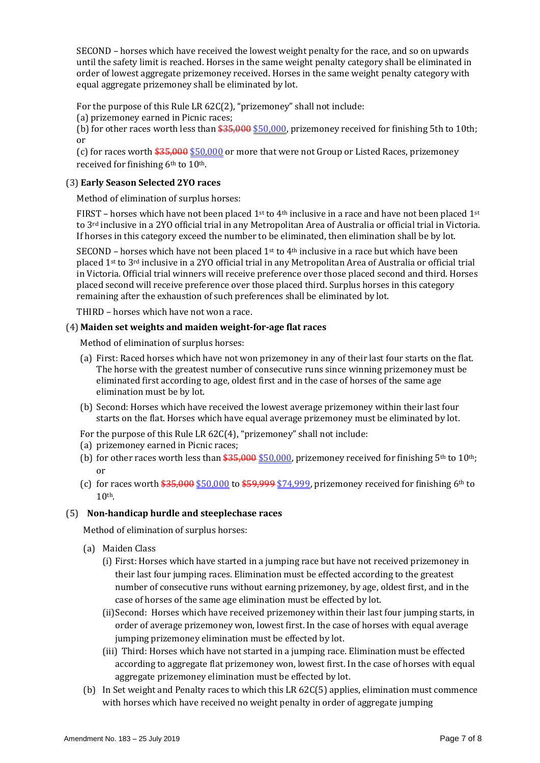SECOND – horses which have received the lowest weight penalty for the race, and so on upwards until the safety limit is reached. Horses in the same weight penalty category shall be eliminated in order of lowest aggregate prizemoney received. Horses in the same weight penalty category with equal aggregate prizemoney shall be eliminated by lot.

For the purpose of this Rule LR 62C(2), "prizemoney" shall not include:

(a) prizemoney earned in Picnic races;

(b) for other races worth less than ~~$35,000~~ $50,000, prizemoney received for finishing 5th to 10th; or

(c) for races worth ~~$35,000~~ $50,000 or more that were not Group or Listed Races, prizemoney received for finishing 6th to 10th.

(3) **Early Season Selected 2YO races**

Method of elimination of surplus horses:

FIRST – horses which have not been placed 1st to 4th inclusive in a race and have not been placed 1st to 3rd inclusive in a 2YO official trial in any Metropolitan Area of Australia or official trial in Victoria. If horses in this category exceed the number to be eliminated, then elimination shall be by lot.

SECOND – horses which have not been placed 1st to 4th inclusive in a race but which have been placed 1st to 3rd inclusive in a 2YO official trial in any Metropolitan Area of Australia or official trial in Victoria. Official trial winners will receive preference over those placed second and third. Horses placed second will receive preference over those placed third. Surplus horses in this category remaining after the exhaustion of such preferences shall be eliminated by lot.

THIRD – horses which have not won a race.

(4) **Maiden set weights and maiden weight-for-age flat races**

Method of elimination of surplus horses:

(a) First: Raced horses which have not won prizemoney in any of their last four starts on the flat. The horse with the greatest number of consecutive runs since winning prizemoney must be eliminated first according to age, oldest first and in the case of horses of the same age elimination must be by lot.

(b) Second: Horses which have received the lowest average prizemoney within their last four starts on the flat. Horses which have equal average prizemoney must be eliminated by lot.

For the purpose of this Rule LR 62C(4), "prizemoney" shall not include:

(a) prizemoney earned in Picnic races;

(b) for other races worth less than ~~$35,000~~ $50,000, prizemoney received for finishing 5th to 10th; or

(c) for races worth ~~$35,000~~ $50,000 to ~~$59,999~~ $74,999, prizemoney received for finishing 6th to 10th.

(5) **Non-handicap hurdle and steeplechase races**

Method of elimination of surplus horses:

(a) Maiden Class

(i) First: Horses which have started in a jumping race but have not received prizemoney in their last four jumping races. Elimination must be effected according to the greatest number of consecutive runs without earning prizemoney, by age, oldest first, and in the case of horses of the same age elimination must be effected by lot.

(ii) Second: Horses which have received prizemoney within their last four jumping starts, in order of average prizemoney won, lowest first. In the case of horses with equal average jumping prizemoney elimination must be effected by lot.

(iii) Third: Horses which have not started in a jumping race. Elimination must be effected according to aggregate flat prizemoney won, lowest first. In the case of horses with equal aggregate prizemoney elimination must be effected by lot.

(b) In Set weight and Penalty races to which this LR 62C(5) applies, elimination must commence with horses which have received no weight penalty in order of aggregate jumping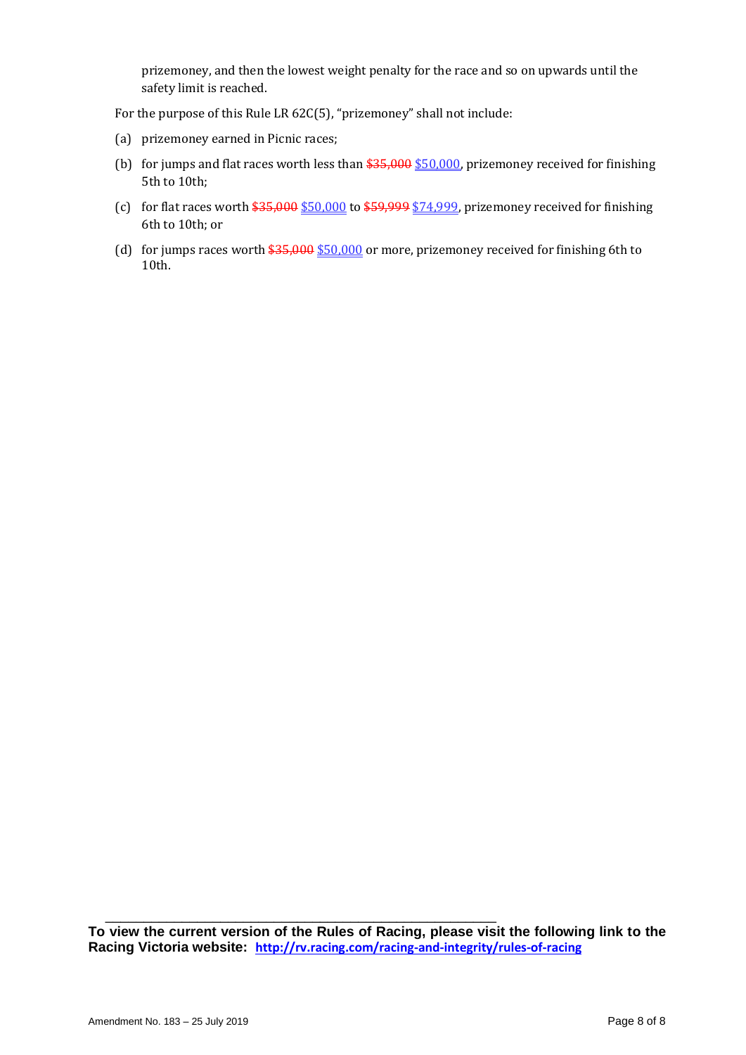prizemoney, and then the lowest weight penalty for the race and so on upwards until the safety limit is reached.

For the purpose of this Rule LR 62C(5), "prizemoney" shall not include:

(a) prizemoney earned in Picnic races;

(b) for jumps and flat races worth less than ~~$35,000~~ <u>$50,000</u>, prizemoney received for finishing 5th to 10th;

(c) for flat races worth ~~$35,000~~ <u>$50,000</u> to ~~$59,999~~ <u>$74,999</u>, prizemoney received for finishing 6th to 10th; or

(d) for jumps races worth ~~$35,000~~ <u>$50,000</u> or more, prizemoney received for finishing 6th to 10th.

---

**To view the current version of the Rules of Racing, please visit the following link to the Racing Victoria website:** http://rv.racing.com/racing-and-integrity/rules-of-racing

Amendment No. 183 – 25 July 2019